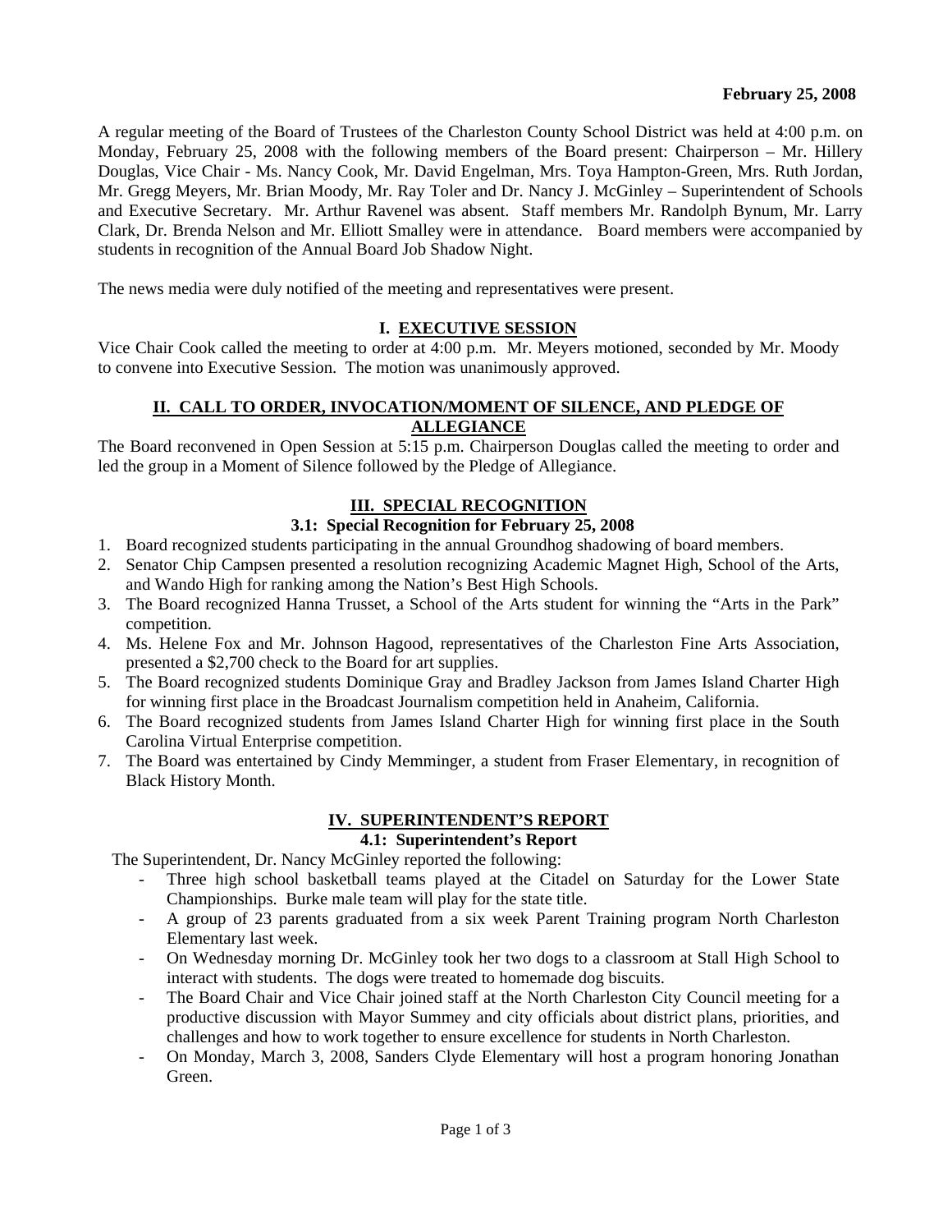**February 25, 2008**

A regular meeting of the Board of Trustees of the Charleston County School District was held at 4:00 p.m. on Monday, February 25, 2008 with the following members of the Board present: Chairperson – Mr. Hillery Douglas, Vice Chair - Ms. Nancy Cook, Mr. David Engelman, Mrs. Toya Hampton-Green, Mrs. Ruth Jordan, Mr. Gregg Meyers, Mr. Brian Moody, Mr. Ray Toler and Dr. Nancy J. McGinley – Superintendent of Schools and Executive Secretary. Mr. Arthur Ravenel was absent. Staff members Mr. Randolph Bynum, Mr. Larry Clark, Dr. Brenda Nelson and Mr. Elliott Smalley were in attendance. Board members were accompanied by students in recognition of the Annual Board Job Shadow Night.

The news media were duly notified of the meeting and representatives were present.

## I. EXECUTIVE SESSION

Vice Chair Cook called the meeting to order at 4:00 p.m. Mr. Meyers motioned, seconded by Mr. Moody to convene into Executive Session. The motion was unanimously approved.

## II. CALL TO ORDER, INVOCATION/MOMENT OF SILENCE, AND PLEDGE OF ALLEGIANCE

The Board reconvened in Open Session at 5:15 p.m. Chairperson Douglas called the meeting to order and led the group in a Moment of Silence followed by the Pledge of Allegiance.

## III. SPECIAL RECOGNITION

### 3.1: Special Recognition for February 25, 2008

1. Board recognized students participating in the annual Groundhog shadowing of board members.
2. Senator Chip Campsen presented a resolution recognizing Academic Magnet High, School of the Arts, and Wando High for ranking among the Nation's Best High Schools.
3. The Board recognized Hanna Trusset, a School of the Arts student for winning the "Arts in the Park" competition.
4. Ms. Helene Fox and Mr. Johnson Hagood, representatives of the Charleston Fine Arts Association, presented a $2,700 check to the Board for art supplies.
5. The Board recognized students Dominique Gray and Bradley Jackson from James Island Charter High for winning first place in the Broadcast Journalism competition held in Anaheim, California.
6. The Board recognized students from James Island Charter High for winning first place in the South Carolina Virtual Enterprise competition.
7. The Board was entertained by Cindy Memminger, a student from Fraser Elementary, in recognition of Black History Month.

## IV. SUPERINTENDENT'S REPORT

### 4.1: Superintendent's Report

The Superintendent, Dr. Nancy McGinley reported the following:

- Three high school basketball teams played at the Citadel on Saturday for the Lower State Championships. Burke male team will play for the state title.
- A group of 23 parents graduated from a six week Parent Training program North Charleston Elementary last week.
- On Wednesday morning Dr. McGinley took her two dogs to a classroom at Stall High School to interact with students. The dogs were treated to homemade dog biscuits.
- The Board Chair and Vice Chair joined staff at the North Charleston City Council meeting for a productive discussion with Mayor Summey and city officials about district plans, priorities, and challenges and how to work together to ensure excellence for students in North Charleston.
- On Monday, March 3, 2008, Sanders Clyde Elementary will host a program honoring Jonathan Green.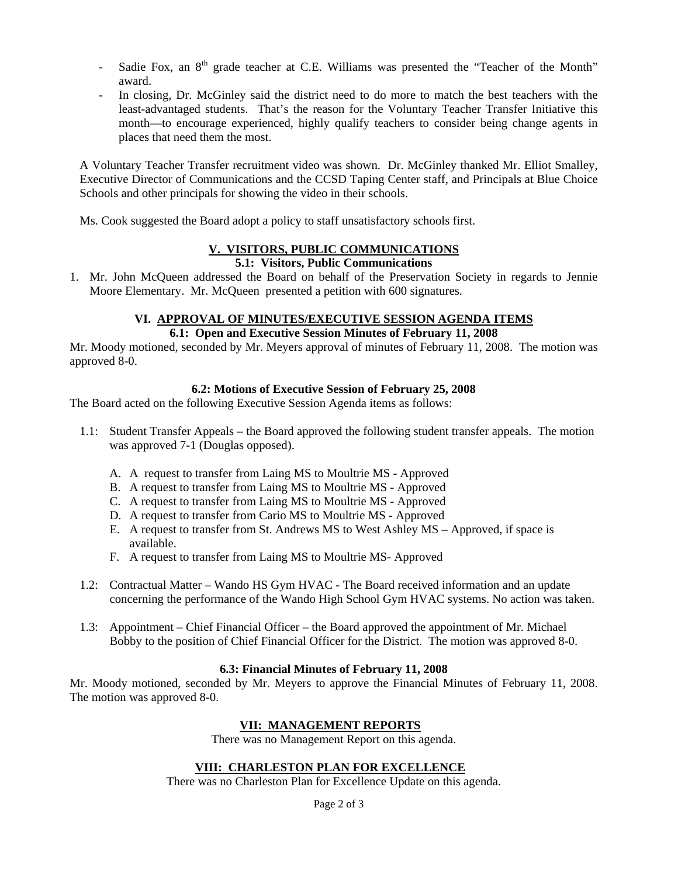- Sadie Fox, an 8th grade teacher at C.E. Williams was presented the "Teacher of the Month" award.
- In closing, Dr. McGinley said the district need to do more to match the best teachers with the least-advantaged students. That's the reason for the Voluntary Teacher Transfer Initiative this month—to encourage experienced, highly qualify teachers to consider being change agents in places that need them the most.

A Voluntary Teacher Transfer recruitment video was shown. Dr. McGinley thanked Mr. Elliot Smalley, Executive Director of Communications and the CCSD Taping Center staff, and Principals at Blue Choice Schools and other principals for showing the video in their schools.

Ms. Cook suggested the Board adopt a policy to staff unsatisfactory schools first.

## V. VISITORS, PUBLIC COMMUNICATIONS

### 5.1: Visitors, Public Communications

1. Mr. John McQueen addressed the Board on behalf of the Preservation Society in regards to Jennie Moore Elementary. Mr. McQueen presented a petition with 600 signatures.

## VI. APPROVAL OF MINUTES/EXECUTIVE SESSION AGENDA ITEMS

### 6.1: Open and Executive Session Minutes of February 11, 2008

Mr. Moody motioned, seconded by Mr. Meyers approval of minutes of February 11, 2008. The motion was approved 8-0.

### 6.2: Motions of Executive Session of February 25, 2008

The Board acted on the following Executive Session Agenda items as follows:

1.1: Student Transfer Appeals – the Board approved the following student transfer appeals. The motion was approved 7-1 (Douglas opposed).

A. A request to transfer from Laing MS to Moultrie MS - Approved
B. A request to transfer from Laing MS to Moultrie MS - Approved
C. A request to transfer from Laing MS to Moultrie MS - Approved
D. A request to transfer from Cario MS to Moultrie MS - Approved
E. A request to transfer from St. Andrews MS to West Ashley MS – Approved, if space is available.
F. A request to transfer from Laing MS to Moultrie MS- Approved

1.2: Contractual Matter – Wando HS Gym HVAC - The Board received information and an update concerning the performance of the Wando High School Gym HVAC systems. No action was taken.

1.3: Appointment – Chief Financial Officer – the Board approved the appointment of Mr. Michael Bobby to the position of Chief Financial Officer for the District. The motion was approved 8-0.

### 6.3: Financial Minutes of February 11, 2008

Mr. Moody motioned, seconded by Mr. Meyers to approve the Financial Minutes of February 11, 2008. The motion was approved 8-0.

## VII: MANAGEMENT REPORTS

There was no Management Report on this agenda.

## VIII: CHARLESTON PLAN FOR EXCELLENCE

There was no Charleston Plan for Excellence Update on this agenda.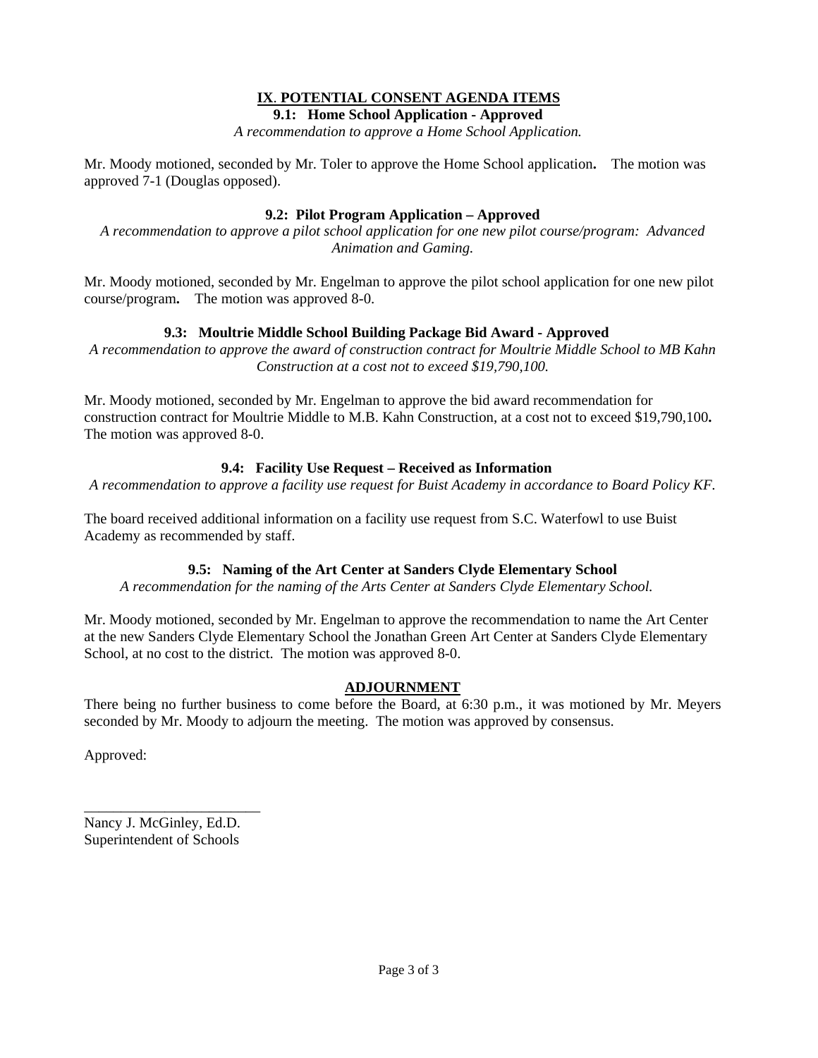## IX. POTENTIAL CONSENT AGENDA ITEMS

### 9.1: Home School Application - Approved

*A recommendation to approve a Home School Application.*

Mr. Moody motioned, seconded by Mr. Toler to approve the Home School application**.** The motion was approved 7-1 (Douglas opposed).

### 9.2: Pilot Program Application – Approved

*A recommendation to approve a pilot school application for one new pilot course/program: Advanced Animation and Gaming.*

Mr. Moody motioned, seconded by Mr. Engelman to approve the pilot school application for one new pilot course/program**.** The motion was approved 8-0.

### 9.3: Moultrie Middle School Building Package Bid Award - Approved

*A recommendation to approve the award of construction contract for Moultrie Middle School to MB Kahn Construction at a cost not to exceed $19,790,100.*

Mr. Moody motioned, seconded by Mr. Engelman to approve the bid award recommendation for construction contract for Moultrie Middle to M.B. Kahn Construction, at a cost not to exceed $19,790,100**.** The motion was approved 8-0.

### 9.4: Facility Use Request – Received as Information

*A recommendation to approve a facility use request for Buist Academy in accordance to Board Policy KF.*

The board received additional information on a facility use request from S.C. Waterfowl to use Buist Academy as recommended by staff.

### 9.5: Naming of the Art Center at Sanders Clyde Elementary School

*A recommendation for the naming of the Arts Center at Sanders Clyde Elementary School.*

Mr. Moody motioned, seconded by Mr. Engelman to approve the recommendation to name the Art Center at the new Sanders Clyde Elementary School the Jonathan Green Art Center at Sanders Clyde Elementary School, at no cost to the district. The motion was approved 8-0.

## ADJOURNMENT

There being no further business to come before the Board, at 6:30 p.m., it was motioned by Mr. Meyers seconded by Mr. Moody to adjourn the meeting. The motion was approved by consensus.

Approved:

________________________

Nancy J. McGinley, Ed.D.
Superintendent of Schools